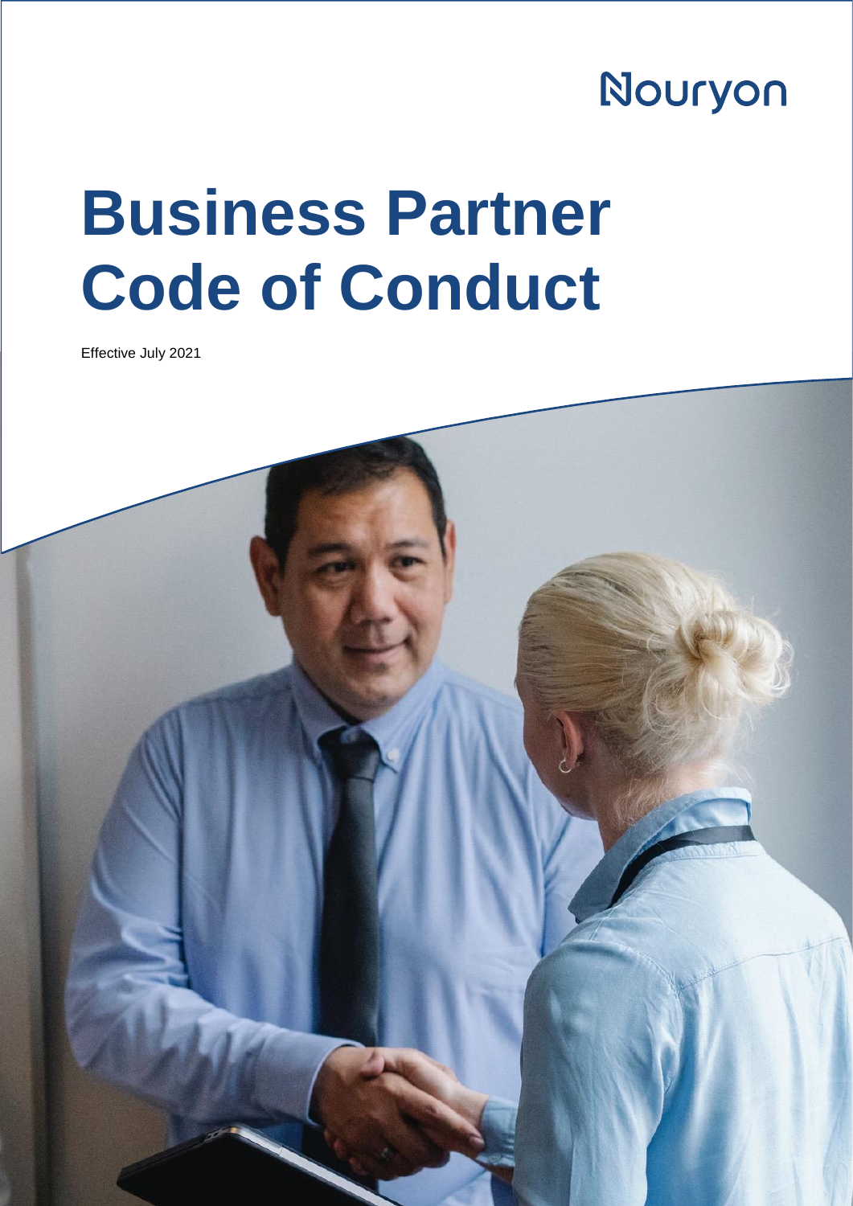Nouryon

# Business Partner Code of Conduct

Effective July 2021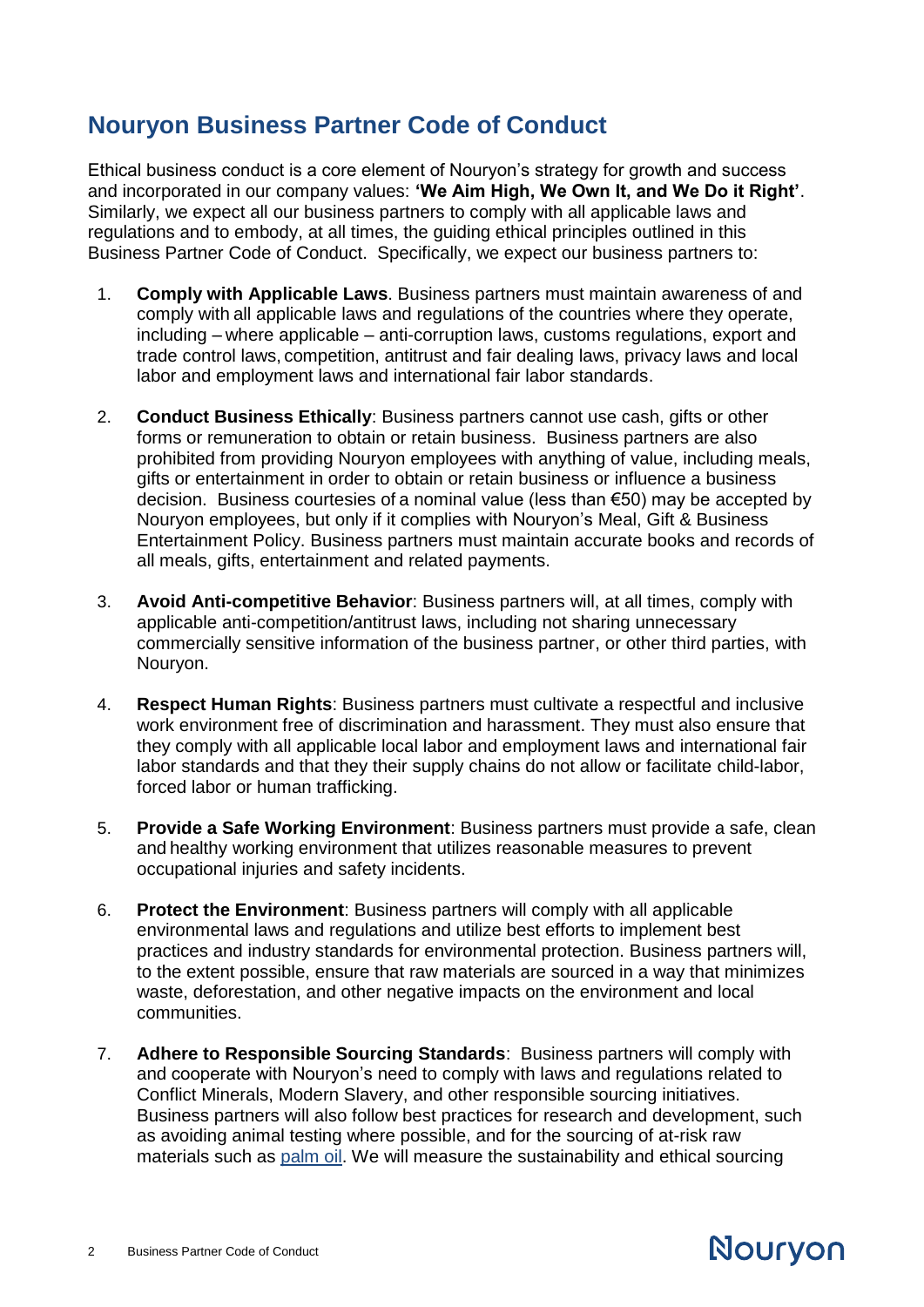## Nouryon Business Partner Code of Conduct

Ethical business conduct is a core element of Nouryon's strategy for growth and success and incorporated in our company values: **'We Aim High, We Own It, and We Do it Right'**. Similarly, we expect all our business partners to comply with all applicable laws and regulations and to embody, at all times, the guiding ethical principles outlined in this Business Partner Code of Conduct. Specifically, we expect our business partners to:

1. **Comply with Applicable Laws**. Business partners must maintain awareness of and comply with all applicable laws and regulations of the countries where they operate, including – where applicable – anti-corruption laws, customs regulations, export and trade control laws, competition, antitrust and fair dealing laws, privacy laws and local labor and employment laws and international fair labor standards.

2. **Conduct Business Ethically**: Business partners cannot use cash, gifts or other forms or remuneration to obtain or retain business. Business partners are also prohibited from providing Nouryon employees with anything of value, including meals, gifts or entertainment in order to obtain or retain business or influence a business decision. Business courtesies of a nominal value (less than €50) may be accepted by Nouryon employees, but only if it complies with Nouryon's Meal, Gift & Business Entertainment Policy. Business partners must maintain accurate books and records of all meals, gifts, entertainment and related payments.

3. **Avoid Anti-competitive Behavior**: Business partners will, at all times, comply with applicable anti-competition/antitrust laws, including not sharing unnecessary commercially sensitive information of the business partner, or other third parties, with Nouryon.

4. **Respect Human Rights**: Business partners must cultivate a respectful and inclusive work environment free of discrimination and harassment. They must also ensure that they comply with all applicable local labor and employment laws and international fair labor standards and that they their supply chains do not allow or facilitate child-labor, forced labor or human trafficking.

5. **Provide a Safe Working Environment**: Business partners must provide a safe, clean and healthy working environment that utilizes reasonable measures to prevent occupational injuries and safety incidents.

6. **Protect the Environment**: Business partners will comply with all applicable environmental laws and regulations and utilize best efforts to implement best practices and industry standards for environmental protection. Business partners will, to the extent possible, ensure that raw materials are sourced in a way that minimizes waste, deforestation, and other negative impacts on the environment and local communities.

7. **Adhere to Responsible Sourcing Standards**: Business partners will comply with and cooperate with Nouryon's need to comply with laws and regulations related to Conflict Minerals, Modern Slavery, and other responsible sourcing initiatives. Business partners will also follow best practices for research and development, such as avoiding animal testing where possible, and for the sourcing of at-risk raw materials such as [palm oil](). We will measure the sustainability and ethical sourcing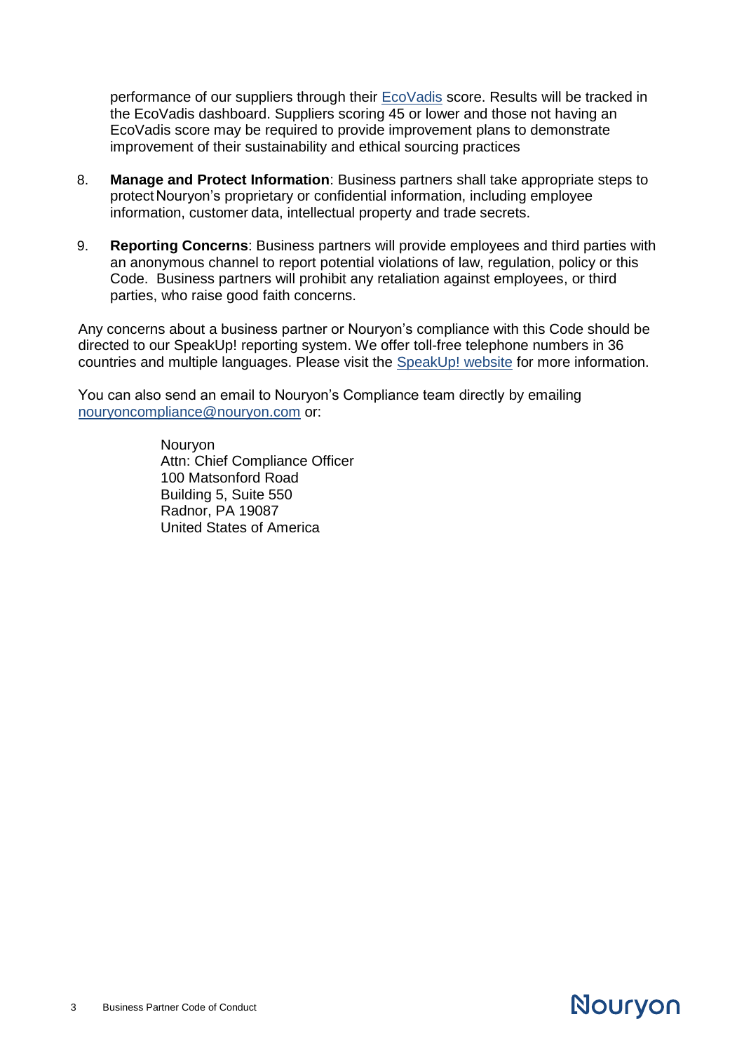performance of our suppliers through their [EcoVadis](https://ecovadis.com) score. Results will be tracked in the EcoVadis dashboard. Suppliers scoring 45 or lower and those not having an EcoVadis score may be required to provide improvement plans to demonstrate improvement of their sustainability and ethical sourcing practices

8. **Manage and Protect Information**: Business partners shall take appropriate steps to protect Nouryon's proprietary or confidential information, including employee information, customer data, intellectual property and trade secrets.

9. **Reporting Concerns**: Business partners will provide employees and third parties with an anonymous channel to report potential violations of law, regulation, policy or this Code. Business partners will prohibit any retaliation against employees, or third parties, who raise good faith concerns.

Any concerns about a business partner or Nouryon's compliance with this Code should be directed to our SpeakUp! reporting system. We offer toll-free telephone numbers in 36 countries and multiple languages. Please visit the SpeakUp! website for more information.

You can also send an email to Nouryon's Compliance team directly by emailing nouryoncompliance@nouryon.com or:

Nouryon
Attn: Chief Compliance Officer
100 Matsonford Road
Building 5, Suite 550
Radnor, PA 19087
United States of America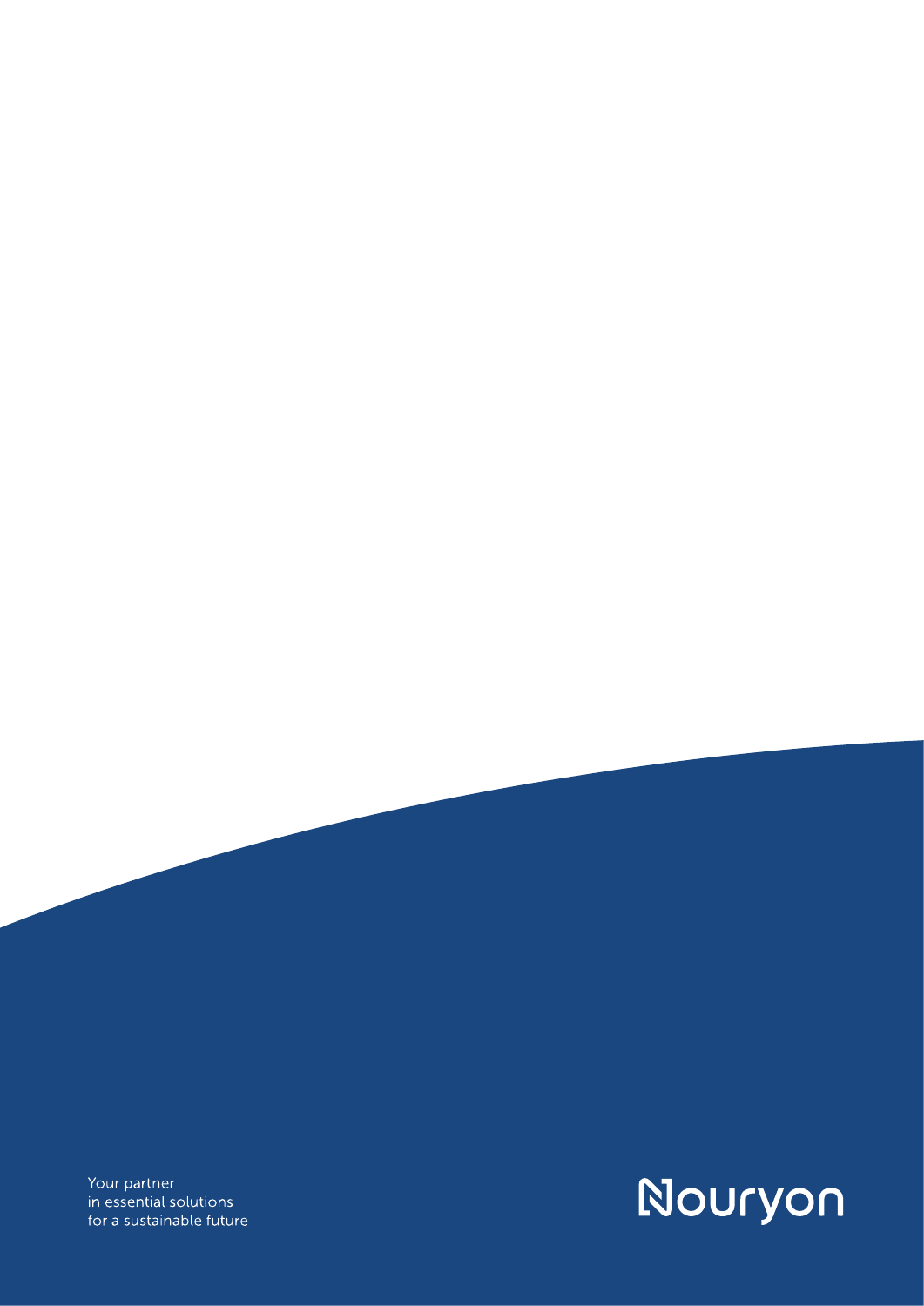Your partner
in essential solutions
for a sustainable future

Nouryon